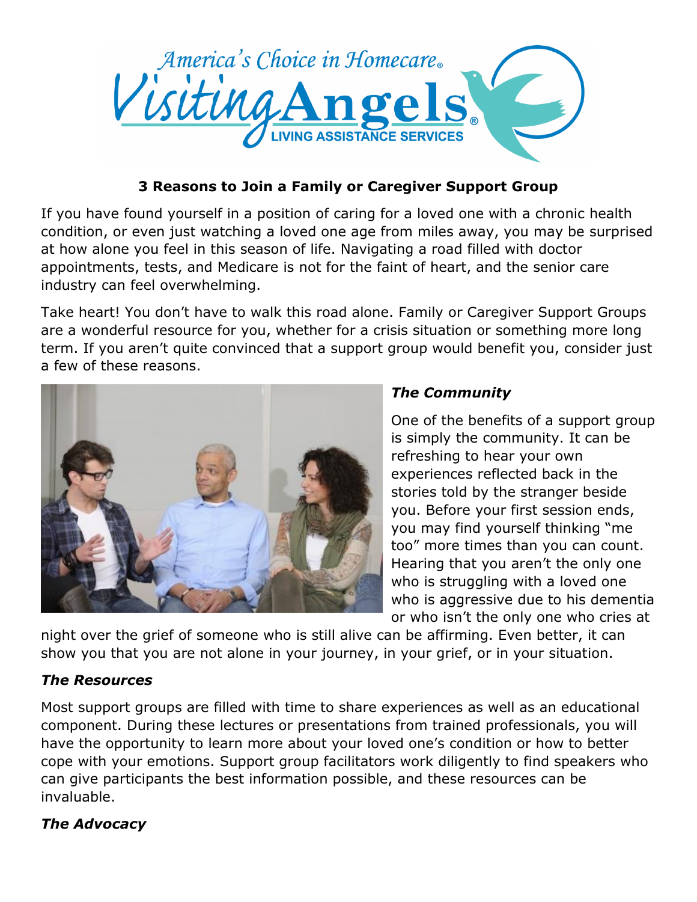America's Choice in Homecare®

Visiting Angels®

LIVING ASSISTANCE SERVICES

## 3 Reasons to Join a Family or Caregiver Support Group

If you have found yourself in a position of caring for a loved one with a chronic health condition, or even just watching a loved one age from miles away, you may be surprised at how alone you feel in this season of life. Navigating a road filled with doctor appointments, tests, and Medicare is not for the faint of heart, and the senior care industry can feel overwhelming.

Take heart! You don't have to walk this road alone. Family or Caregiver Support Groups are a wonderful resource for you, whether for a crisis situation or something more long term. If you aren't quite convinced that a support group would benefit you, consider just a few of these reasons.

### *The Community*

One of the benefits of a support group is simply the community. It can be refreshing to hear your own experiences reflected back in the stories told by the stranger beside you. Before your first session ends, you may find yourself thinking "me too" more times than you can count. Hearing that you aren't the only one who is struggling with a loved one who is aggressive due to his dementia or who isn't the only one who cries at night over the grief of someone who is still alive can be affirming. Even better, it can show you that you are not alone in your journey, in your grief, or in your situation.

### *The Resources*

Most support groups are filled with time to share experiences as well as an educational component. During these lectures or presentations from trained professionals, you will have the opportunity to learn more about your loved one's condition or how to better cope with your emotions. Support group facilitators work diligently to find speakers who can give participants the best information possible, and these resources can be invaluable.

### *The Advocacy*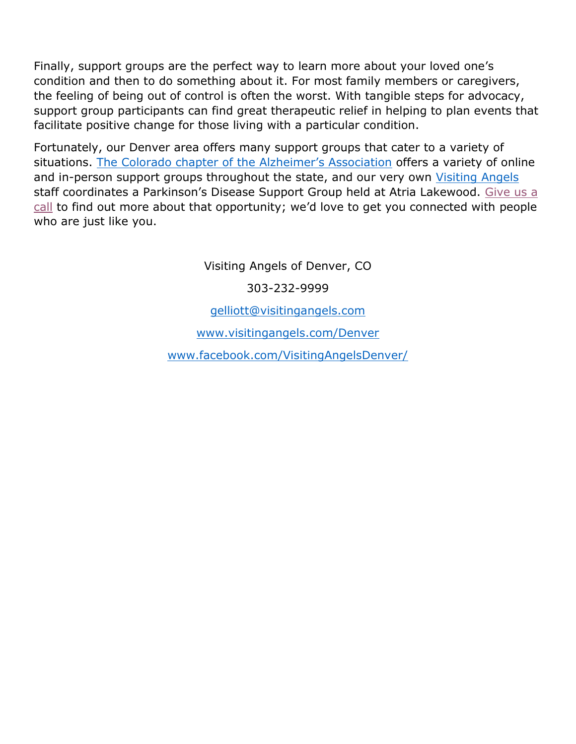Finally, support groups are the perfect way to learn more about your loved one's condition and then to do something about it. For most family members or caregivers, the feeling of being out of control is often the worst. With tangible steps for advocacy, support group participants can find great therapeutic relief in helping to plan events that facilitate positive change for those living with a particular condition.

Fortunately, our Denver area offers many support groups that cater to a variety of situations. The Colorado chapter of the Alzheimer's Association offers a variety of online and in-person support groups throughout the state, and our very own Visiting Angels staff coordinates a Parkinson's Disease Support Group held at Atria Lakewood. Give us a call to find out more about that opportunity; we'd love to get you connected with people who are just like you.

Visiting Angels of Denver, CO

303-232-9999

gelliott@visitingangels.com

www.visitingangels.com/Denver

www.facebook.com/VisitingAngelsDenver/